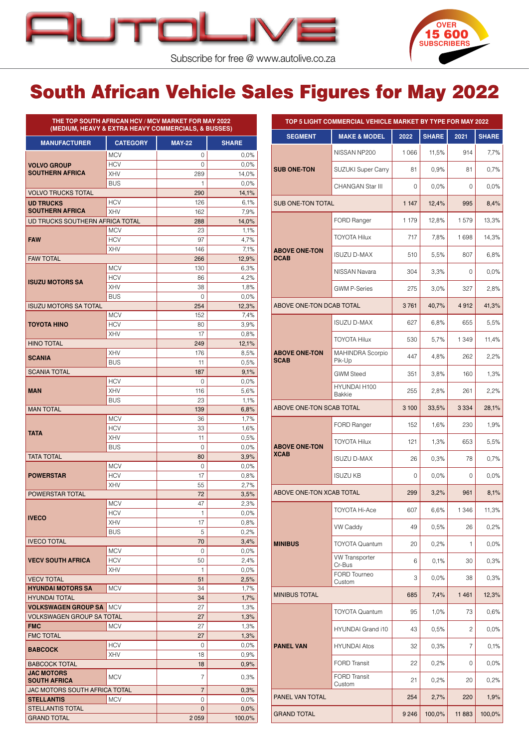AUTOLIVE

OVER 15 600 SUBSCRIBERS

Subscribe for free @ www.autolive.co.za

# South African Vehicle Sales Figures for May 2022

## THE TOP SOUTH AFRICAN HCV / MCV MARKET FOR MAY 2022 (MEDIUM, HEAVY & EXTRA HEAVY COMMERCIALS, & BUSSES)

| MANUFACTURER | CATEGORY | MAY-22 | SHARE |
|---|---|---|---|
| **VOLVO GROUP SOUTHERN AFRICA** | MCV | 0 | 0,0% |
| | HCV | 0 | 0,0% |
| | XHV | 289 | 14,0% |
| | BUS | 1 | 0,0% |
| VOLVO TRUCKS TOTAL | | 290 | 14,1% |
| **UD TRUCKS SOUTHERN AFRICA** | HCV | 126 | 6,1% |
| | XHV | 162 | 7,9% |
| UD TRUCKS SOUTHERN AFRICA TOTAL | | 288 | 14,0% |
| **FAW** | MCV | 23 | 1,1% |
| | HCV | 97 | 4,7% |
| | XHV | 146 | 7,1% |
| FAW TOTAL | | 266 | 12,9% |
| **ISUZU MOTORS SA** | MCV | 130 | 6,3% |
| | HCV | 86 | 4,2% |
| | XHV | 38 | 1,8% |
| | BUS | 0 | 0,0% |
| ISUZU MOTORS SA TOTAL | | 254 | 12,3% |
| **TOYOTA HINO** | MCV | 152 | 7,4% |
| | HCV | 80 | 3,9% |
| | XHV | 17 | 0,8% |
| HINO TOTAL | | 249 | 12,1% |
| **SCANIA** | XHV | 176 | 8,5% |
| | BUS | 11 | 0,5% |
| SCANIA TOTAL | | 187 | 9,1% |
| **MAN** | HCV | 0 | 0,0% |
| | XHV | 116 | 5,6% |
| | BUS | 23 | 1,1% |
| MAN TOTAL | | 139 | 6,8% |
| **TATA** | MCV | 36 | 1,7% |
| | HCV | 33 | 1,6% |
| | XHV | 11 | 0,5% |
| | BUS | 0 | 0,0% |
| TATA TOTAL | | 80 | 3,9% |
| **POWERSTAR** | MCV | 0 | 0,0% |
| | HCV | 17 | 0,8% |
| | XHV | 55 | 2,7% |
| POWERSTAR TOTAL | | 72 | 3,5% |
| **IVECO** | MCV | 47 | 2,3% |
| | HCV | 1 | 0,0% |
| | XHV | 17 | 0,8% |
| | BUS | 5 | 0,2% |
| IVECO TOTAL | | 70 | 3,4% |
| **VECV SOUTH AFRICA** | MCV | 0 | 0,0% |
| | HCV | 50 | 2,4% |
| | XHV | 1 | 0,0% |
| VECV TOTAL | | 51 | 2,5% |
| **HYUNDAI MOTORS SA** | MCV | 34 | 1,7% |
| HYUNDAI TOTAL | | 34 | 1,7% |
| **VOLKSWAGEN GROUP SA** | MCV | 27 | 1,3% |
| VOLKSWAGEN GROUP SA TOTAL | | 27 | 1,3% |
| **FMC** | MCV | 27 | 1,3% |
| FMC TOTAL | | 27 | 1,3% |
| **BABCOCK** | HCV | 0 | 0,0% |
| | XHV | 18 | 0,9% |
| BABCOCK TOTAL | | 18 | 0,9% |
| **JAC MOTORS SOUTH AFRICA** | MCV | 7 | 0,3% |
| JAC MOTORS SOUTH AFRICA TOTAL | | 7 | 0,3% |
| **STELLANTIS** | MCV | 0 | 0,0% |
| STELLANTIS TOTAL | | 0 | 0,0% |
| GRAND TOTAL | | 2 059 | 100,0% |

## TOP 5 LIGHT COMMERCIAL VEHICLE MARKET BY TYPE FOR MAY 2022

| SEGMENT | MAKE & MODEL | 2022 | SHARE | 2021 | SHARE |
|---|---|---|---|---|---|
| **SUB ONE-TON** | NISSAN NP200 | 1 066 | 11,5% | 914 | 7,7% |
| | SUZUKI Super Carry | 81 | 0,9% | 81 | 0,7% |
| | CHANGAN Star III | 0 | 0,0% | 0 | 0,0% |
| SUB ONE-TON TOTAL | | 1 147 | 12,4% | 995 | 8,4% |
| **ABOVE ONE-TON DCAB** | FORD Ranger | 1 179 | 12,8% | 1 579 | 13,3% |
| | TOYOTA Hilux | 717 | 7,8% | 1 698 | 14,3% |
| | ISUZU D-MAX | 510 | 5,5% | 807 | 6,8% |
| | NISSAN Navara | 304 | 3,3% | 0 | 0,0% |
| | GWM P-Series | 275 | 3,0% | 327 | 2,8% |
| ABOVE ONE-TON DCAB TOTAL | | 3 761 | 40,7% | 4 912 | 41,3% |
| **ABOVE ONE-TON SCAB** | ISUZU D-MAX | 627 | 6,8% | 655 | 5,5% |
| | TOYOTA Hilux | 530 | 5,7% | 1 349 | 11,4% |
| | MAHINDRA Scorpio Pik-Up | 447 | 4,8% | 262 | 2,2% |
| | GWM Steed | 351 | 3,8% | 160 | 1,3% |
| | HYUNDAI H100 Bakkie | 255 | 2,8% | 261 | 2,2% |
| ABOVE ONE-TON SCAB TOTAL | | 3 100 | 33,5% | 3 334 | 28,1% |
| **ABOVE ONE-TON XCAB** | FORD Ranger | 152 | 1,6% | 230 | 1,9% |
| | TOYOTA Hilux | 121 | 1,3% | 653 | 5,5% |
| | ISUZU D-MAX | 26 | 0,3% | 78 | 0,7% |
| | ISUZU KB | 0 | 0,0% | 0 | 0,0% |
| ABOVE ONE-TON XCAB TOTAL | | 299 | 3,2% | 961 | 8,1% |
| **MINIBUS** | TOYOTA Hi-Ace | 607 | 6,6% | 1 346 | 11,3% |
| | VW Caddy | 49 | 0,5% | 26 | 0,2% |
| | TOYOTA Quantum | 20 | 0,2% | 1 | 0,0% |
| | VW Transporter Cr-Bus | 6 | 0,1% | 30 | 0,3% |
| | FORD Tourneo Custom | 3 | 0,0% | 38 | 0,3% |
| MINIBUS TOTAL | | 685 | 7,4% | 1 461 | 12,3% |
| **PANEL VAN** | TOYOTA Quantum | 95 | 1,0% | 73 | 0,6% |
| | HYUNDAI Grand i10 | 43 | 0,5% | 2 | 0,0% |
| | HYUNDAI Atos | 32 | 0,3% | 7 | 0,1% |
| | FORD Transit | 22 | 0,2% | 0 | 0,0% |
| | FORD Transit Custom | 21 | 0,2% | 20 | 0,2% |
| PANEL VAN TOTAL | | 254 | 2,7% | 220 | 1,9% |
| GRAND TOTAL | | 9 246 | 100,0% | 11 883 | 100,0% |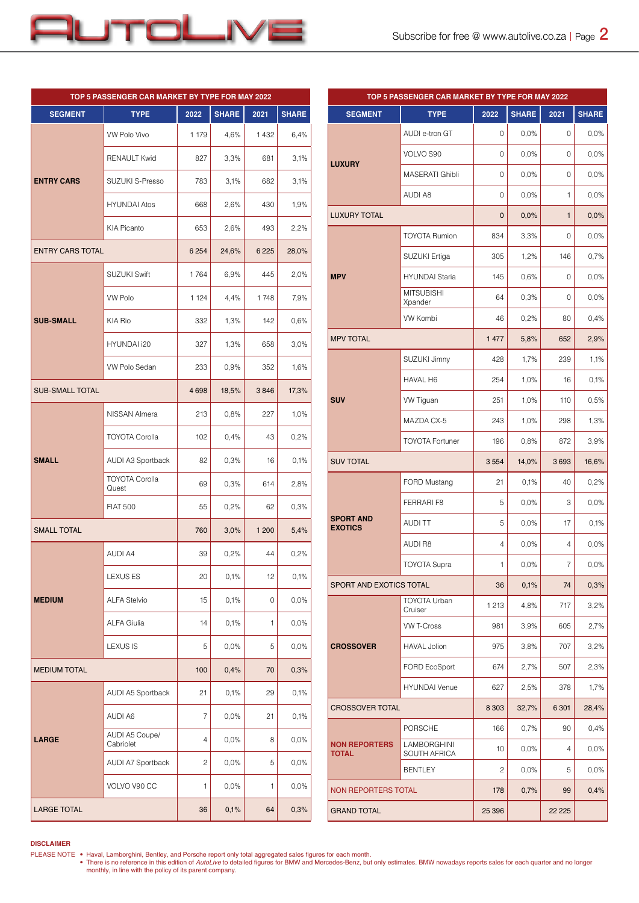## TOP 5 PASSENGER CAR MARKET BY TYPE FOR MAY 2022

| SEGMENT | TYPE | 2022 | SHARE | 2021 | SHARE |
|---|---|---|---|---|---|
| ENTRY CARS | VW Polo Vivo | 1 179 | 4,6% | 1 432 | 6,4% |
| | RENAULT Kwid | 827 | 3,3% | 681 | 3,1% |
| | SUZUKI S-Presso | 783 | 3,1% | 682 | 3,1% |
| | HYUNDAI Atos | 668 | 2,6% | 430 | 1,9% |
| | KIA Picanto | 653 | 2,6% | 493 | 2,2% |
| ENTRY CARS TOTAL | | 6 254 | 24,6% | 6 225 | 28,0% |
| SUB-SMALL | SUZUKI Swift | 1 764 | 6,9% | 445 | 2,0% |
| | VW Polo | 1 124 | 4,4% | 1 748 | 7,9% |
| | KIA Rio | 332 | 1,3% | 142 | 0,6% |
| | HYUNDAI i20 | 327 | 1,3% | 658 | 3,0% |
| | VW Polo Sedan | 233 | 0,9% | 352 | 1,6% |
| SUB-SMALL TOTAL | | 4 698 | 18,5% | 3 846 | 17,3% |
| SMALL | NISSAN Almera | 213 | 0,8% | 227 | 1,0% |
| | TOYOTA Corolla | 102 | 0,4% | 43 | 0,2% |
| | AUDI A3 Sportback | 82 | 0,3% | 16 | 0,1% |
| | TOYOTA Corolla Quest | 69 | 0,3% | 614 | 2,8% |
| | FIAT 500 | 55 | 0,2% | 62 | 0,3% |
| SMALL TOTAL | | 760 | 3,0% | 1 200 | 5,4% |
| MEDIUM | AUDI A4 | 39 | 0,2% | 44 | 0,2% |
| | LEXUS ES | 20 | 0,1% | 12 | 0,1% |
| | ALFA Stelvio | 15 | 0,1% | 0 | 0,0% |
| | ALFA Giulia | 14 | 0,1% | 1 | 0,0% |
| | LEXUS IS | 5 | 0,0% | 5 | 0,0% |
| MEDIUM TOTAL | | 100 | 0,4% | 70 | 0,3% |
| LARGE | AUDI A5 Sportback | 21 | 0,1% | 29 | 0,1% |
| | AUDI A6 | 7 | 0,0% | 21 | 0,1% |
| | AUDI A5 Coupe/ Cabriolet | 4 | 0,0% | 8 | 0,0% |
| | AUDI A7 Sportback | 2 | 0,0% | 5 | 0,0% |
| | VOLVO V90 CC | 1 | 0,0% | 1 | 0,0% |
| LARGE TOTAL | | 36 | 0,1% | 64 | 0,3% |

## TOP 5 PASSENGER CAR MARKET BY TYPE FOR MAY 2022

| SEGMENT | TYPE | 2022 | SHARE | 2021 | SHARE |
|---|---|---|---|---|---|
| LUXURY | AUDI e-tron GT | 0 | 0,0% | 0 | 0,0% |
| | VOLVO S90 | 0 | 0,0% | 0 | 0,0% |
| | MASERATI Ghibli | 0 | 0,0% | 0 | 0,0% |
| | AUDI A8 | 0 | 0,0% | 1 | 0,0% |
| LUXURY TOTAL | | 0 | 0,0% | 1 | 0,0% |
| MPV | TOYOTA Rumion | 834 | 3,3% | 0 | 0,0% |
| | SUZUKI Ertiga | 305 | 1,2% | 146 | 0,7% |
| | HYUNDAI Staria | 145 | 0,6% | 0 | 0,0% |
| | MITSUBISHI Xpander | 64 | 0,3% | 0 | 0,0% |
| | VW Kombi | 46 | 0,2% | 80 | 0,4% |
| MPV TOTAL | | 1 477 | 5,8% | 652 | 2,9% |
| SUV | SUZUKI Jimny | 428 | 1,7% | 239 | 1,1% |
| | HAVAL H6 | 254 | 1,0% | 16 | 0,1% |
| | VW Tiguan | 251 | 1,0% | 110 | 0,5% |
| | MAZDA CX-5 | 243 | 1,0% | 298 | 1,3% |
| | TOYOTA Fortuner | 196 | 0,8% | 872 | 3,9% |
| SUV TOTAL | | 3 554 | 14,0% | 3 693 | 16,6% |
| SPORT AND EXOTICS | FORD Mustang | 21 | 0,1% | 40 | 0,2% |
| | FERRARI F8 | 5 | 0,0% | 3 | 0,0% |
| | AUDI TT | 5 | 0,0% | 17 | 0,1% |
| | AUDI R8 | 4 | 0,0% | 4 | 0,0% |
| | TOYOTA Supra | 1 | 0,0% | 7 | 0,0% |
| SPORT AND EXOTICS TOTAL | | 36 | 0,1% | 74 | 0,3% |
| CROSSOVER | TOYOTA Urban Cruiser | 1 213 | 4,8% | 717 | 3,2% |
| | VW T-Cross | 981 | 3,9% | 605 | 2,7% |
| | HAVAL Jolion | 975 | 3,8% | 707 | 3,2% |
| | FORD EcoSport | 674 | 2,7% | 507 | 2,3% |
| | HYUNDAI Venue | 627 | 2,5% | 378 | 1,7% |
| CROSSOVER TOTAL | | 8 303 | 32,7% | 6 301 | 28,4% |
| NON REPORTERS TOTAL | PORSCHE | 166 | 0,7% | 90 | 0,4% |
| | LAMBORGHINI SOUTH AFRICA | 10 | 0,0% | 4 | 0,0% |
| | BENTLEY | 2 | 0,0% | 5 | 0,0% |
| NON REPORTERS TOTAL | | 178 | 0,7% | 99 | 0,4% |
| GRAND TOTAL | | 25 396 | | 22 225 | |

**DISCLAIMER**

PLEASE NOTE
- Haval, Lamborghini, Bentley, and Porsche report only total aggregated sales figures for each month.
- There is no reference in this edition of *AutoLive* to detailed figures for BMW and Mercedes-Benz, but only estimates. BMW nowadays reports sales for each quarter and no longer monthly, in line with the policy of its parent company.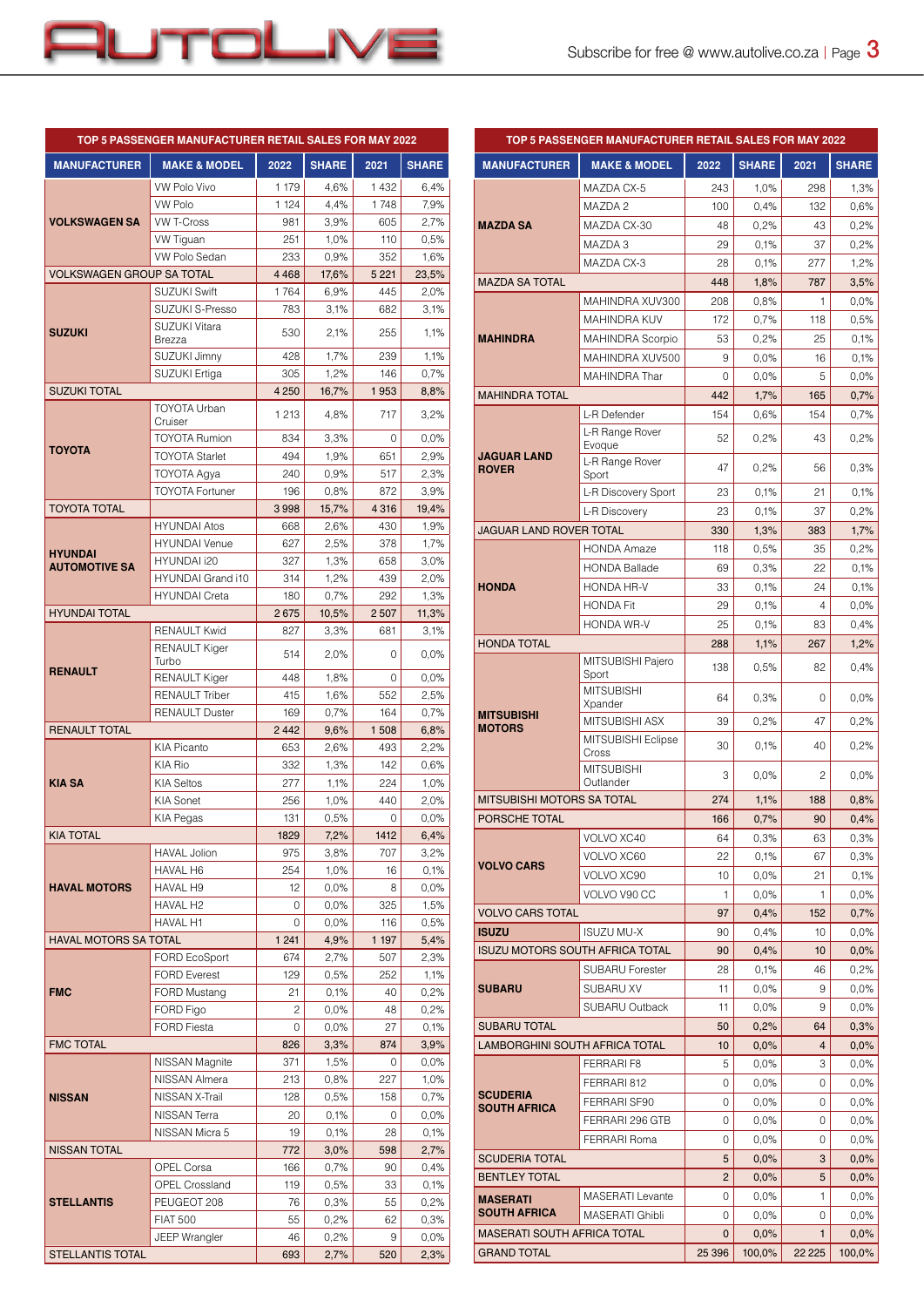## TOP 5 PASSENGER MANUFACTURER RETAIL SALES FOR MAY 2022

| MANUFACTURER | MAKE & MODEL | 2022 | SHARE | 2021 | SHARE |
|---|---|---|---|---|---|
| VOLKSWAGEN SA | VW Polo Vivo | 1 179 | 4,6% | 1 432 | 6,4% |
| | VW Polo | 1 124 | 4,4% | 1 748 | 7,9% |
| | VW T-Cross | 981 | 3,9% | 605 | 2,7% |
| | VW Tiguan | 251 | 1,0% | 110 | 0,5% |
| | VW Polo Sedan | 233 | 0,9% | 352 | 1,6% |
| VOLKSWAGEN GROUP SA TOTAL | | 4 468 | 17,6% | 5 221 | 23,5% |
| SUZUKI | SUZUKI Swift | 1 764 | 6,9% | 445 | 2,0% |
| | SUZUKI S-Presso | 783 | 3,1% | 682 | 3,1% |
| | SUZUKI Vitara Brezza | 530 | 2,1% | 255 | 1,1% |
| | SUZUKI Jimny | 428 | 1,7% | 239 | 1,1% |
| | SUZUKI Ertiga | 305 | 1,2% | 146 | 0,7% |
| SUZUKI TOTAL | | 4 250 | 16,7% | 1 953 | 8,8% |
| TOYOTA | TOYOTA Urban Cruiser | 1 213 | 4,8% | 717 | 3,2% |
| | TOYOTA Rumion | 834 | 3,3% | 0 | 0,0% |
| | TOYOTA Starlet | 494 | 1,9% | 651 | 2,9% |
| | TOYOTA Agya | 240 | 0,9% | 517 | 2,3% |
| | TOYOTA Fortuner | 196 | 0,8% | 872 | 3,9% |
| TOYOTA TOTAL | | 3 998 | 15,7% | 4 316 | 19,4% |
| HYUNDAI AUTOMOTIVE SA | HYUNDAI Atos | 668 | 2,6% | 430 | 1,9% |
| | HYUNDAI Venue | 627 | 2,5% | 378 | 1,7% |
| | HYUNDAI i20 | 327 | 1,3% | 658 | 3,0% |
| | HYUNDAI Grand i10 | 314 | 1,2% | 439 | 2,0% |
| | HYUNDAI Creta | 180 | 0,7% | 292 | 1,3% |
| HYUNDAI TOTAL | | 2 675 | 10,5% | 2 507 | 11,3% |
| RENAULT | RENAULT Kwid | 827 | 3,3% | 681 | 3,1% |
| | RENAULT Kiger Turbo | 514 | 2,0% | 0 | 0,0% |
| | RENAULT Kiger | 448 | 1,8% | 0 | 0,0% |
| | RENAULT Triber | 415 | 1,6% | 552 | 2,5% |
| | RENAULT Duster | 169 | 0,7% | 164 | 0,7% |
| RENAULT TOTAL | | 2 442 | 9,6% | 1 508 | 6,8% |
| KIA SA | KIA Picanto | 653 | 2,6% | 493 | 2,2% |
| | KIA Rio | 332 | 1,3% | 142 | 0,6% |
| | KIA Seltos | 277 | 1,1% | 224 | 1,0% |
| | KIA Sonet | 256 | 1,0% | 440 | 2,0% |
| | KIA Pegas | 131 | 0,5% | 0 | 0,0% |
| KIA TOTAL | | 1829 | 7,2% | 1412 | 6,4% |
| HAVAL MOTORS | HAVAL Jolion | 975 | 3,8% | 707 | 3,2% |
| | HAVAL H6 | 254 | 1,0% | 16 | 0,1% |
| | HAVAL H9 | 12 | 0,0% | 8 | 0,0% |
| | HAVAL H2 | 0 | 0,0% | 325 | 1,5% |
| | HAVAL H1 | 0 | 0,0% | 116 | 0,5% |
| HAVAL MOTORS SA TOTAL | | 1 241 | 4,9% | 1 197 | 5,4% |
| FMC | FORD EcoSport | 674 | 2,7% | 507 | 2,3% |
| | FORD Everest | 129 | 0,5% | 252 | 1,1% |
| | FORD Mustang | 21 | 0,1% | 40 | 0,2% |
| | FORD Figo | 2 | 0,0% | 48 | 0,2% |
| | FORD Fiesta | 0 | 0,0% | 27 | 0,1% |
| FMC TOTAL | | 826 | 3,3% | 874 | 3,9% |
| NISSAN | NISSAN Magnite | 371 | 1,5% | 0 | 0,0% |
| | NISSAN Almera | 213 | 0,8% | 227 | 1,0% |
| | NISSAN X-Trail | 128 | 0,5% | 158 | 0,7% |
| | NISSAN Terra | 20 | 0,1% | 0 | 0,0% |
| | NISSAN Micra 5 | 19 | 0,1% | 28 | 0,1% |
| NISSAN TOTAL | | 772 | 3,0% | 598 | 2,7% |
| STELLANTIS | OPEL Corsa | 166 | 0,7% | 90 | 0,4% |
| | OPEL Crossland | 119 | 0,5% | 33 | 0,1% |
| | PEUGEOT 208 | 76 | 0,3% | 55 | 0,2% |
| | FIAT 500 | 55 | 0,2% | 62 | 0,3% |
| | JEEP Wrangler | 46 | 0,2% | 9 | 0,0% |
| STELLANTIS TOTAL | | 693 | 2,7% | 520 | 2,3% |

## TOP 5 PASSENGER MANUFACTURER RETAIL SALES FOR MAY 2022

| MANUFACTURER | MAKE & MODEL | 2022 | SHARE | 2021 | SHARE |
|---|---|---|---|---|---|
| MAZDA SA | MAZDA CX-5 | 243 | 1,0% | 298 | 1,3% |
| | MAZDA 2 | 100 | 0,4% | 132 | 0,6% |
| | MAZDA CX-30 | 48 | 0,2% | 43 | 0,2% |
| | MAZDA 3 | 29 | 0,1% | 37 | 0,2% |
| | MAZDA CX-3 | 28 | 0,1% | 277 | 1,2% |
| MAZDA SA TOTAL | | 448 | 1,8% | 787 | 3,5% |
| MAHINDRA | MAHINDRA XUV300 | 208 | 0,8% | 1 | 0,0% |
| | MAHINDRA KUV | 172 | 0,7% | 118 | 0,5% |
| | MAHINDRA Scorpio | 53 | 0,2% | 25 | 0,1% |
| | MAHINDRA XUV500 | 9 | 0,0% | 16 | 0,1% |
| | MAHINDRA Thar | 0 | 0,0% | 5 | 0,0% |
| MAHINDRA TOTAL | | 442 | 1,7% | 165 | 0,7% |
| JAGUAR LAND ROVER | L-R Defender | 154 | 0,6% | 154 | 0,7% |
| | L-R Range Rover Evoque | 52 | 0,2% | 43 | 0,2% |
| | L-R Range Rover Sport | 47 | 0,2% | 56 | 0,3% |
| | L-R Discovery Sport | 23 | 0,1% | 21 | 0,1% |
| | L-R Discovery | 23 | 0,1% | 37 | 0,2% |
| JAGUAR LAND ROVER TOTAL | | 330 | 1,3% | 383 | 1,7% |
| HONDA | HONDA Amaze | 118 | 0,5% | 35 | 0,2% |
| | HONDA Ballade | 69 | 0,3% | 22 | 0,1% |
| | HONDA HR-V | 33 | 0,1% | 24 | 0,1% |
| | HONDA Fit | 29 | 0,1% | 4 | 0,0% |
| | HONDA WR-V | 25 | 0,1% | 83 | 0,4% |
| HONDA TOTAL | | 288 | 1,1% | 267 | 1,2% |
| MITSUBISHI MOTORS | MITSUBISHI Pajero Sport | 138 | 0,5% | 82 | 0,4% |
| | MITSUBISHI Xpander | 64 | 0,3% | 0 | 0,0% |
| | MITSUBISHI ASX | 39 | 0,2% | 47 | 0,2% |
| | MITSUBISHI Eclipse Cross | 30 | 0,1% | 40 | 0,2% |
| | MITSUBISHI Outlander | 3 | 0,0% | 2 | 0,0% |
| MITSUBISHI MOTORS SA TOTAL | | 274 | 1,1% | 188 | 0,8% |
| PORSCHE TOTAL | | 166 | 0,7% | 90 | 0,4% |
| VOLVO CARS | VOLVO XC40 | 64 | 0,3% | 63 | 0,3% |
| | VOLVO XC60 | 22 | 0,1% | 67 | 0,3% |
| | VOLVO XC90 | 10 | 0,0% | 21 | 0,1% |
| | VOLVO V90 CC | 1 | 0,0% | 1 | 0,0% |
| VOLVO CARS TOTAL | | 97 | 0,4% | 152 | 0,7% |
| ISUZU | ISUZU MU-X | 90 | 0,4% | 10 | 0,0% |
| ISUZU MOTORS SOUTH AFRICA TOTAL | | 90 | 0,4% | 10 | 0,0% |
| SUBARU | SUBARU Forester | 28 | 0,1% | 46 | 0,2% |
| | SUBARU XV | 11 | 0,0% | 9 | 0,0% |
| | SUBARU Outback | 11 | 0,0% | 9 | 0,0% |
| SUBARU TOTAL | | 50 | 0,2% | 64 | 0,3% |
| LAMBORGHINI SOUTH AFRICA TOTAL | | 10 | 0,0% | 4 | 0,0% |
| SCUDERIA SOUTH AFRICA | FERRARI F8 | 5 | 0,0% | 3 | 0,0% |
| | FERRARI 812 | 0 | 0,0% | 0 | 0,0% |
| | FERRARI SF90 | 0 | 0,0% | 0 | 0,0% |
| | FERRARI 296 GTB | 0 | 0,0% | 0 | 0,0% |
| | FERRARI Roma | 0 | 0,0% | 0 | 0,0% |
| SCUDERIA TOTAL | | 5 | 0,0% | 3 | 0,0% |
| BENTLEY TOTAL | | 2 | 0,0% | 5 | 0,0% |
| MASERATI SOUTH AFRICA | MASERATI Levante | 0 | 0,0% | 1 | 0,0% |
| | MASERATI Ghibli | 0 | 0,0% | 0 | 0,0% |
| MASERATI SOUTH AFRICA TOTAL | | 0 | 0,0% | 1 | 0,0% |
| GRAND TOTAL | | 25 396 | 100,0% | 22 225 | 100,0% |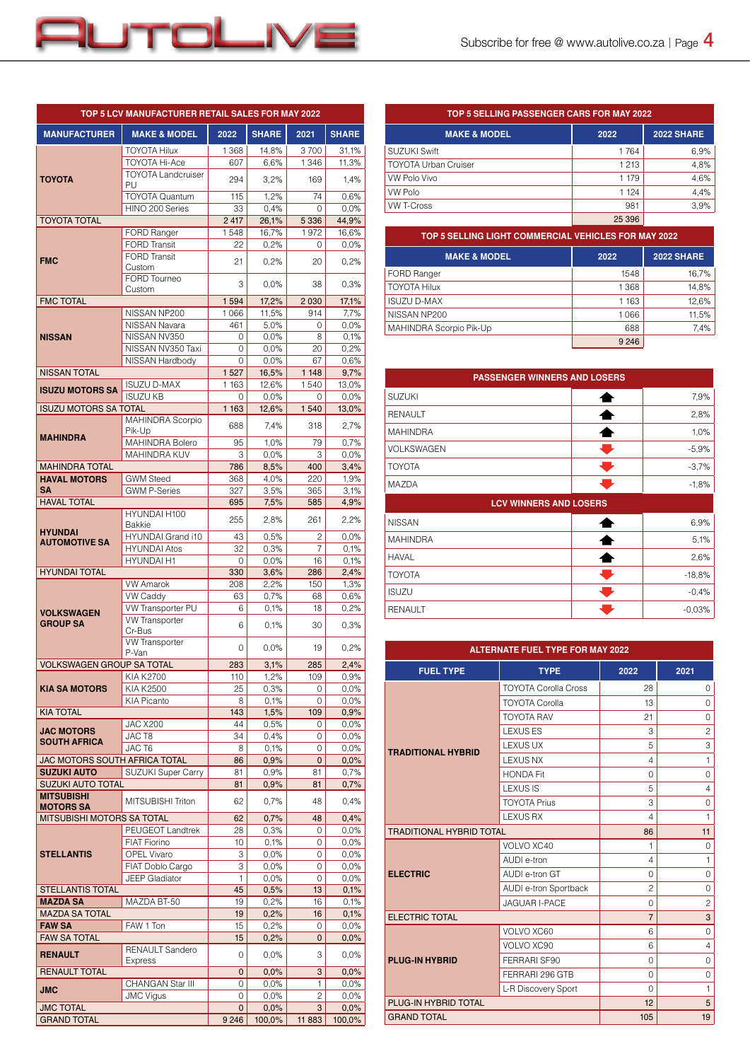## TOP 5 LCV MANUFACTURER RETAIL SALES FOR MAY 2022

| MANUFACTURER | MAKE & MODEL | 2022 | SHARE | 2021 | SHARE |
|---|---|---|---|---|---|
| TOYOTA | TOYOTA Hilux | 1 368 | 14,8% | 3 700 | 31,1% |
| | TOYOTA Hi-Ace | 607 | 6,6% | 1 346 | 11,3% |
| | TOYOTA Landcruiser PU | 294 | 3,2% | 169 | 1,4% |
| | TOYOTA Quantum | 115 | 1,2% | 74 | 0,6% |
| | HINO 200 Series | 33 | 0,4% | 0 | 0,0% |
| TOYOTA TOTAL | | 2 417 | 26,1% | 5 336 | 44,9% |
| FMC | FORD Ranger | 1 548 | 16,7% | 1 972 | 16,6% |
| | FORD Transit | 22 | 0,2% | 0 | 0,0% |
| | FORD Transit Custom | 21 | 0,2% | 20 | 0,2% |
| | FORD Tourneo Custom | 3 | 0,0% | 38 | 0,3% |
| FMC TOTAL | | 1 594 | 17,2% | 2 030 | 17,1% |
| NISSAN | NISSAN NP200 | 1 066 | 11,5% | 914 | 7,7% |
| | NISSAN Navara | 461 | 5,0% | 0 | 0,0% |
| | NISSAN NV350 | 0 | 0,0% | 8 | 0,1% |
| | NISSAN NV350 Taxi | 0 | 0,0% | 20 | 0,2% |
| | NISSAN Hardbody | 0 | 0,0% | 67 | 0,6% |
| NISSAN TOTAL | | 1 527 | 16,5% | 1 148 | 9,7% |
| ISUZU MOTORS SA | ISUZU D-MAX | 1 163 | 12,6% | 1 540 | 13,0% |
| | ISUZU KB | 0 | 0,0% | 0 | 0,0% |
| ISUZU MOTORS SA TOTAL | | 1 163 | 12,6% | 1 540 | 13,0% |
| MAHINDRA | MAHINDRA Scorpio Pik-Up | 688 | 7,4% | 318 | 2,7% |
| | MAHINDRA Bolero | 95 | 1,0% | 79 | 0,7% |
| | MAHINDRA KUV | 3 | 0,0% | 3 | 0,0% |
| MAHINDRA TOTAL | | 786 | 8,5% | 400 | 3,4% |
| HAVAL MOTORS SA | GWM Steed | 368 | 4,0% | 220 | 1,9% |
| | GWM P-Series | 327 | 3,5% | 365 | 3,1% |
| HAVAL TOTAL | | 695 | 7,5% | 585 | 4,9% |
| HYUNDAI AUTOMOTIVE SA | HYUNDAI H100 Bakkie | 255 | 2,8% | 261 | 2,2% |
| | HYUNDAI Grand i10 | 43 | 0,5% | 2 | 0,0% |
| | HYUNDAI Atos | 32 | 0,3% | 7 | 0,1% |
| | HYUNDAI H1 | 0 | 0,0% | 16 | 0,1% |
| HYUNDAI TOTAL | | 330 | 3,6% | 286 | 2,4% |
| VOLKSWAGEN GROUP SA | VW Amarok | 208 | 2,2% | 150 | 1,3% |
| | VW Caddy | 63 | 0,7% | 68 | 0,6% |
| | VW Transporter PU | 6 | 0,1% | 18 | 0,2% |
| | VW Transporter Cr-Bus | 6 | 0,1% | 30 | 0,3% |
| | VW Transporter P-Van | 0 | 0,0% | 19 | 0,2% |
| VOLKSWAGEN GROUP SA TOTAL | | 283 | 3,1% | 285 | 2,4% |
| KIA SA MOTORS | KIA K2700 | 110 | 1,2% | 109 | 0,9% |
| | KIA K2500 | 25 | 0,3% | 0 | 0,0% |
| | KIA Picanto | 8 | 0,1% | 0 | 0,0% |
| KIA TOTAL | | 143 | 1,5% | 109 | 0,9% |
| JAC MOTORS SOUTH AFRICA | JAC X200 | 44 | 0,5% | 0 | 0,0% |
| | JAC T8 | 34 | 0,4% | 0 | 0,0% |
| | JAC T6 | 8 | 0,1% | 0 | 0,0% |
| JAC MOTORS SOUTH AFRICA TOTAL | | 86 | 0,9% | 0 | 0,0% |
| SUZUKI AUTO | SUZUKI Super Carry | 81 | 0,9% | 81 | 0,7% |
| SUZUKI AUTO TOTAL | | 81 | 0,9% | 81 | 0,7% |
| MITSUBISHI MOTORS SA | MITSUBISHI Triton | 62 | 0,7% | 48 | 0,4% |
| MITSUBISHI MOTORS SA TOTAL | | 62 | 0,7% | 48 | 0,4% |
| STELLANTIS | PEUGEOT Landtrek | 28 | 0,3% | 0 | 0,0% |
| | FIAT Fiorino | 10 | 0,1% | 0 | 0,0% |
| | OPEL Vivaro | 3 | 0,0% | 0 | 0,0% |
| | FIAT Doblo Cargo | 3 | 0,0% | 0 | 0,0% |
| | JEEP Gladiator | 1 | 0,0% | 0 | 0,0% |
| STELLANTIS TOTAL | | 45 | 0,5% | 13 | 0,1% |
| MAZDA SA | MAZDA BT-50 | 19 | 0,2% | 16 | 0,1% |
| MAZDA SA TOTAL | | 19 | 0,2% | 16 | 0,1% |
| FAW SA | FAW 1 Ton | 15 | 0,2% | 0 | 0,0% |
| FAW SA TOTAL | | 15 | 0,2% | 0 | 0,0% |
| RENAULT | RENAULT Sandero Express | 0 | 0,0% | 3 | 0,0% |
| RENAULT TOTAL | | 0 | 0,0% | 3 | 0,0% |
| JMC | CHANGAN Star III | 0 | 0,0% | 1 | 0,0% |
| | JMC Vigus | 0 | 0,0% | 2 | 0,0% |
| JMC TOTAL | | 0 | 0,0% | 3 | 0,0% |
| GRAND TOTAL | | 9 246 | 100,0% | 11 883 | 100,0% |

## TOP 5 SELLING PASSENGER CARS FOR MAY 2022

| MAKE & MODEL | 2022 | 2022 SHARE |
|---|---|---|
| SUZUKI Swift | 1 764 | 6,9% |
| TOYOTA Urban Cruiser | 1 213 | 4,8% |
| VW Polo Vivo | 1 179 | 4,6% |
| VW Polo | 1 124 | 4,4% |
| VW T-Cross | 981 | 3,9% |
| | 25 396 | |

## TOP 5 SELLING LIGHT COMMERCIAL VEHICLES FOR MAY 2022

| MAKE & MODEL | 2022 | 2022 SHARE |
|---|---|---|
| FORD Ranger | 1548 | 16,7% |
| TOYOTA Hilux | 1 368 | 14,8% |
| ISUZU D-MAX | 1 163 | 12,6% |
| NISSAN NP200 | 1 066 | 11,5% |
| MAHINDRA Scorpio Pik-Up | 688 | 7,4% |
| | 9 246 | |

## PASSENGER WINNERS AND LOSERS

| | | |
|---|---|---|
| SUZUKI | ▲ | 7,9% |
| RENAULT | ▲ | 2,8% |
| MAHINDRA | ▲ | 1,0% |
| VOLKSWAGEN | ▼ | -5,9% |
| TOYOTA | ▼ | -3,7% |
| MAZDA | ▼ | -1,8% |

## LCV WINNERS AND LOSERS

| | | |
|---|---|---|
| NISSAN | ▲ | 6,9% |
| MAHINDRA | ▲ | 5,1% |
| HAVAL | ▲ | 2,6% |
| TOYOTA | ▼ | -18,8% |
| ISUZU | ▼ | -0,4% |
| RENAULT | ▼ | -0,03% |

## ALTERNATE FUEL TYPE FOR MAY 2022

| FUEL TYPE | TYPE | 2022 | 2021 |
|---|---|---|---|
| TRADITIONAL HYBRID | TOYOTA Corolla Cross | 28 | 0 |
| | TOYOTA Corolla | 13 | 0 |
| | TOYOTA RAV | 21 | 0 |
| | LEXUS ES | 3 | 2 |
| | LEXUS UX | 5 | 3 |
| | LEXUS NX | 4 | 1 |
| | HONDA Fit | 0 | 0 |
| | LEXUS IS | 5 | 4 |
| | TOYOTA Prius | 3 | 0 |
| | LEXUS RX | 4 | 1 |
| TRADITIONAL HYBRID TOTAL | | 86 | 11 |
| ELECTRIC | VOLVO XC40 | 1 | 0 |
| | AUDI e-tron | 4 | 1 |
| | AUDI e-tron GT | 0 | 0 |
| | AUDI e-tron Sportback | 2 | 0 |
| | JAGUAR I-PACE | 0 | 2 |
| ELECTRIC TOTAL | | 7 | 3 |
| PLUG-IN HYBRID | VOLVO XC60 | 6 | 0 |
| | VOLVO XC90 | 6 | 4 |
| | FERRARI SF90 | 0 | 0 |
| | FERRARI 296 GTB | 0 | 0 |
| | L-R Discovery Sport | 0 | 1 |
| PLUG-IN HYBRID TOTAL | | 12 | 5 |
| GRAND TOTAL | | 105 | 19 |